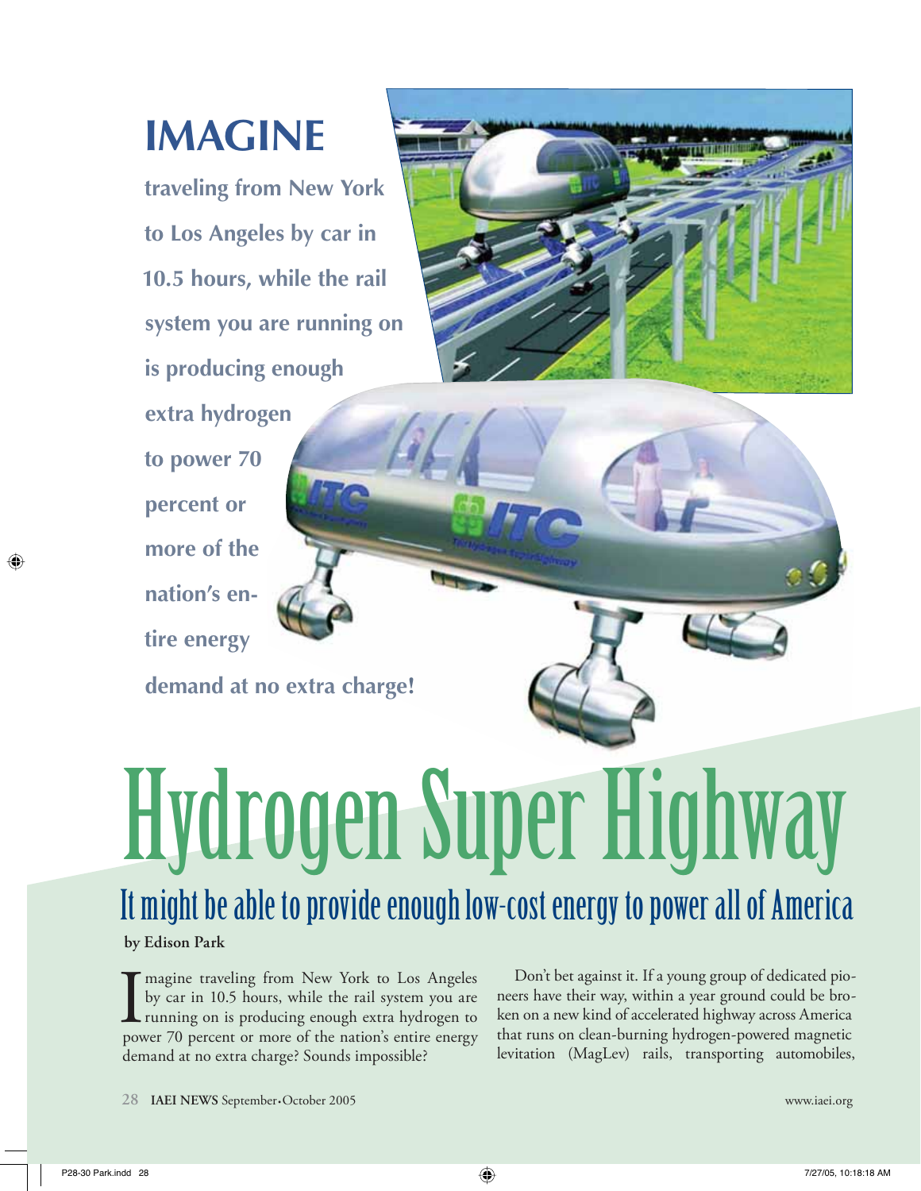# IMAGINE

**traveling from New York to Los Angeles by car in 10.5 hours, while the rail system you are running on is producing enough extra hydrogen to power 70 percent or more of the nation's entire energy demand at no extra charge!**

# Hydrogen Super Highway

## It might be able to provide enough low-cost energy to power all of America

**by Edison Park**

Imagine traveling from New York to Los Angeles by car in 10.5 hours, while the rail system you are running on is producing enough extra hydrogen to power 70 percent or more of the nation's entire energy demand at no extra charge? Sounds impossible?

Don't bet against it. If a young group of dedicated pioneers have their way, within a year ground could be broken on a new kind of accelerated highway across America that runs on clean-burning hydrogen-powered magnetic levitation (MagLev) rails, transporting automobiles,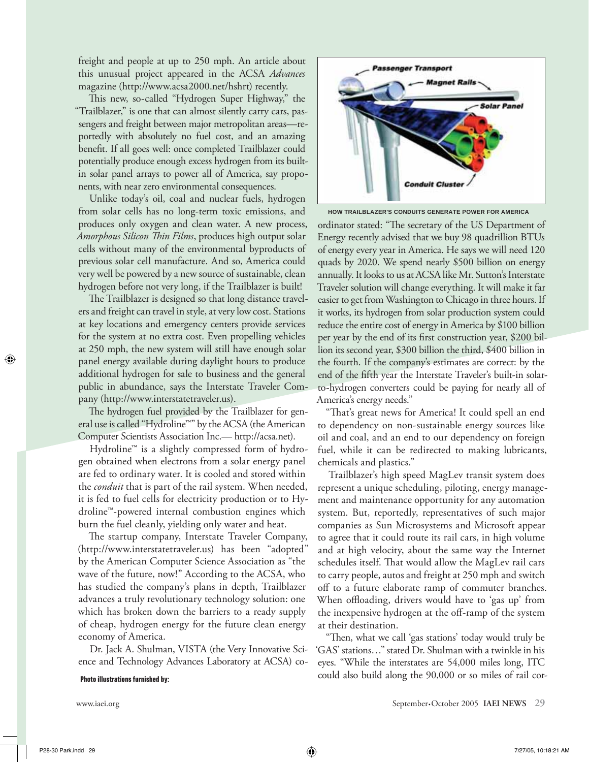freight and people at up to 250 mph. An article about this unusual project appeared in the ACSA *Advances* magazine (http://www.acsa2000.net/hshrt) recently.

This new, so-called "Hydrogen Super Highway," the "Trailblazer," is one that can almost silently carry cars, passengers and freight between major metropolitan areas—reportedly with absolutely no fuel cost, and an amazing benefit. If all goes well: once completed Trailblazer could potentially produce enough excess hydrogen from its built-in solar panel arrays to power all of America, say proponents, with near zero environmental consequences.

Unlike today's oil, coal and nuclear fuels, hydrogen from solar cells has no long-term toxic emissions, and produces only oxygen and clean water. A new process, *Amorphous Silicon Thin Films*, produces high output solar cells without many of the environmental byproducts of previous solar cell manufacture. And so, America could very well be powered by a new source of sustainable, clean hydrogen before not very long, if the Trailblazer is built!

The Trailblazer is designed so that long distance travelers and freight can travel in style, at very low cost. Stations at key locations and emergency centers provide services for the system at no extra cost. Even propelling vehicles at 250 mph, the new system will still have enough solar panel energy available during daylight hours to produce additional hydrogen for sale to business and the general public in abundance, says the Interstate Traveler Company (http://www.interstatetraveler.us).

The hydrogen fuel provided by the Trailblazer for general use is called "Hydroline™" by the ACSA (the American Computer Scientists Association Inc.— http://acsa.net).

Hydroline™ is a slightly compressed form of hydrogen obtained when electrons from a solar energy panel are fed to ordinary water. It is cooled and stored within the *conduit* that is part of the rail system. When needed, it is fed to fuel cells for electricity production or to Hydroline™-powered internal combustion engines which burn the fuel cleanly, yielding only water and heat.

The startup company, Interstate Traveler Company, (http://www.interstatetraveler.us) has been "adopted" by the American Computer Science Association as "the wave of the future, now!" According to the ACSA, who has studied the company's plans in depth, Trailblazer advances a truly revolutionary technology solution: one which has broken down the barriers to a ready supply of cheap, hydrogen energy for the future clean energy economy of America.

Dr. Jack A. Shulman, VISTA (the Very Innovative Science and Technology Advances Laboratory at ACSA) coordinator stated: "The secretary of the US Department of Energy recently advised that we buy 98 quadrillion BTUs of energy every year in America. He says we will need 120 quads by 2020. We spend nearly $500 billion on energy annually. It looks to us at ACSA like Mr. Sutton's Interstate Traveler solution will change everything. It will make it far easier to get from Washington to Chicago in three hours. If it works, its hydrogen from solar production system could reduce the entire cost of energy in America by $100 billion per year by the end of its first construction year, $200 billion its second year, $300 billion the third, $400 billion in the fourth. If the company's estimates are correct: by the end of the fifth year the Interstate Traveler's built-in solar-to-hydrogen converters could be paying for nearly all of America's energy needs."

Passenger Transport
Magnet Rails
Solar Panel
Conduit Cluster

HOW TRAILBLAZER'S CONDUITS GENERATE POWER FOR AMERICA

Photo illustrations furnished by:

"That's great news for America! It could spell an end to dependency on non-sustainable energy sources like oil and coal, and an end to our dependency on foreign fuel, while it can be redirected to making lubricants, chemicals and plastics."

Trailblazer's high speed MagLev transit system does represent a unique scheduling, piloting, energy management and maintenance opportunity for any automation system. But, reportedly, representatives of such major companies as Sun Microsystems and Microsoft appear to agree that it could route its rail cars, in high volume and at high velocity, about the same way the Internet schedules itself. That would allow the MagLev rail cars to carry people, autos and freight at 250 mph and switch off to a future elaborate ramp of commuter branches. When offloading, drivers would have to 'gas up' from the inexpensive hydrogen at the off-ramp of the system at their destination.

"Then, what we call 'gas stations' today would truly be 'GAS' stations…" stated Dr. Shulman with a twinkle in his eyes. "While the interstates are 54,000 miles long, ITC could also build along the 90,000 or so miles of rail cor-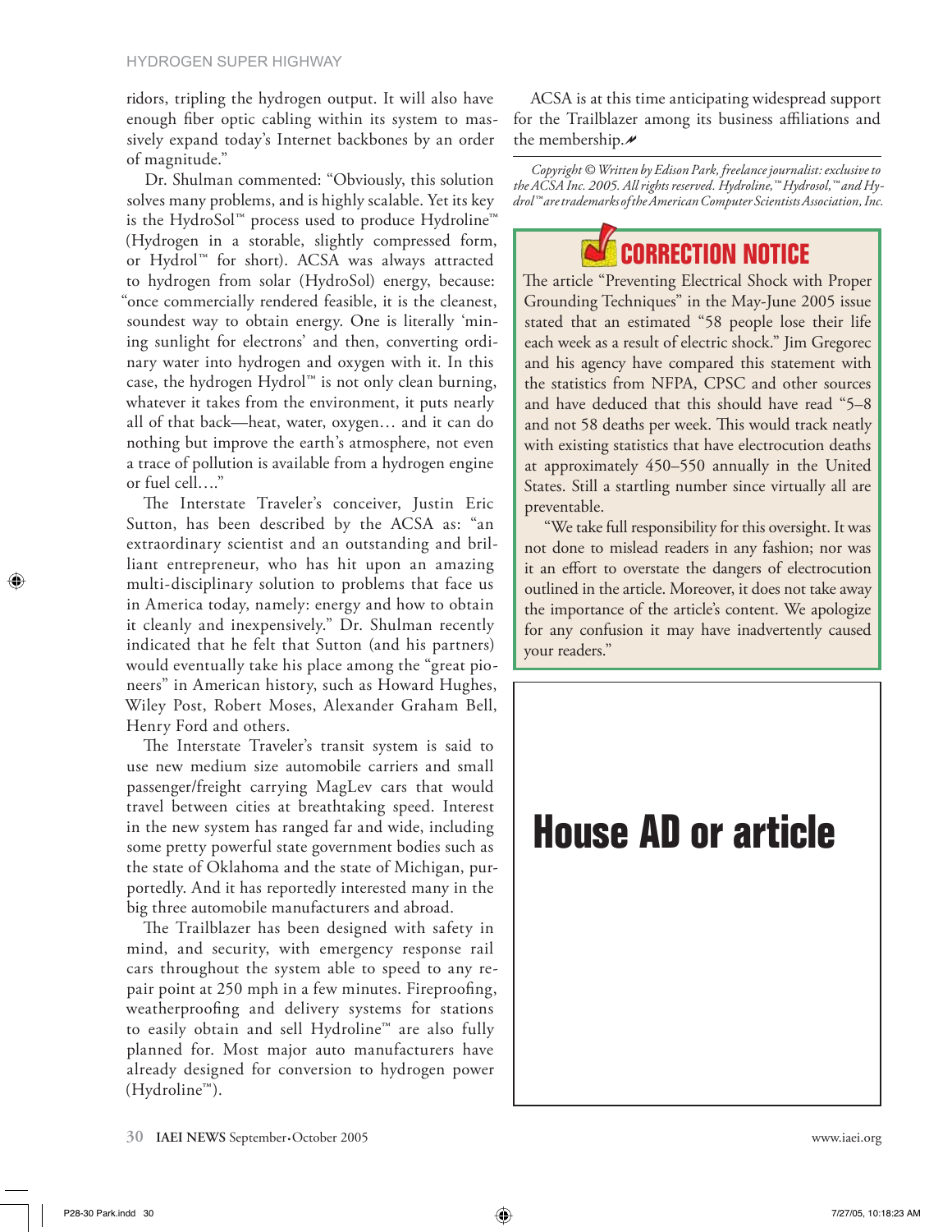ridors, tripling the hydrogen output. It will also have enough fiber optic cabling within its system to massively expand today's Internet backbones by an order of magnitude."

Dr. Shulman commented: "Obviously, this solution solves many problems, and is highly scalable. Yet its key is the HydroSol™ process used to produce Hydroline™ (Hydrogen in a storable, slightly compressed form, or Hydrol™ for short). ACSA was always attracted to hydrogen from solar (HydroSol) energy, because: "once commercially rendered feasible, it is the cleanest, soundest way to obtain energy. One is literally 'mining sunlight for electrons' and then, converting ordinary water into hydrogen and oxygen with it. In this case, the hydrogen Hydrol™ is not only clean burning, whatever it takes from the environment, it puts nearly all of that back—heat, water, oxygen… and it can do nothing but improve the earth's atmosphere, not even a trace of pollution is available from a hydrogen engine or fuel cell…."

The Interstate Traveler's conceiver, Justin Eric Sutton, has been described by the ACSA as: "an extraordinary scientist and an outstanding and brilliant entrepreneur, who has hit upon an amazing multi-disciplinary solution to problems that face us in America today, namely: energy and how to obtain it cleanly and inexpensively." Dr. Shulman recently indicated that he felt that Sutton (and his partners) would eventually take his place among the "great pioneers" in American history, such as Howard Hughes, Wiley Post, Robert Moses, Alexander Graham Bell, Henry Ford and others.

The Interstate Traveler's transit system is said to use new medium size automobile carriers and small passenger/freight carrying MagLev cars that would travel between cities at breathtaking speed. Interest in the new system has ranged far and wide, including some pretty powerful state government bodies such as the state of Oklahoma and the state of Michigan, purportedly. And it has reportedly interested many in the big three automobile manufacturers and abroad.

The Trailblazer has been designed with safety in mind, and security, with emergency response rail cars throughout the system able to speed to any repair point at 250 mph in a few minutes. Fireproofing, weatherproofing and delivery systems for stations to easily obtain and sell Hydroline™ are also fully planned for. Most major auto manufacturers have already designed for conversion to hydrogen power (Hydroline™).

ACSA is at this time anticipating widespread support for the Trailblazer among its business affiliations and the membership.

*Copyright © Written by Edison Park, freelance journalist: exclusive to the ACSA Inc. 2005. All rights reserved. Hydroline,™ Hydrosol,™ and Hydrol™ are trademarks of the American Computer Scientists Association, Inc.*

## CORRECTION NOTICE

The article "Preventing Electrical Shock with Proper Grounding Techniques" in the May-June 2005 issue stated that an estimated "58 people lose their life each week as a result of electric shock." Jim Gregorec and his agency have compared this statement with the statistics from NFPA, CPSC and other sources and have deduced that this should have read "5–8 and not 58 deaths per week. This would track neatly with existing statistics that have electrocution deaths at approximately 450–550 annually in the United States. Still a startling number since virtually all are preventable.

"We take full responsibility for this oversight. It was not done to mislead readers in any fashion; nor was it an effort to overstate the dangers of electrocution outlined in the article. Moreover, it does not take away the importance of the article's content. We apologize for any confusion it may have inadvertently caused your readers."

House AD or article